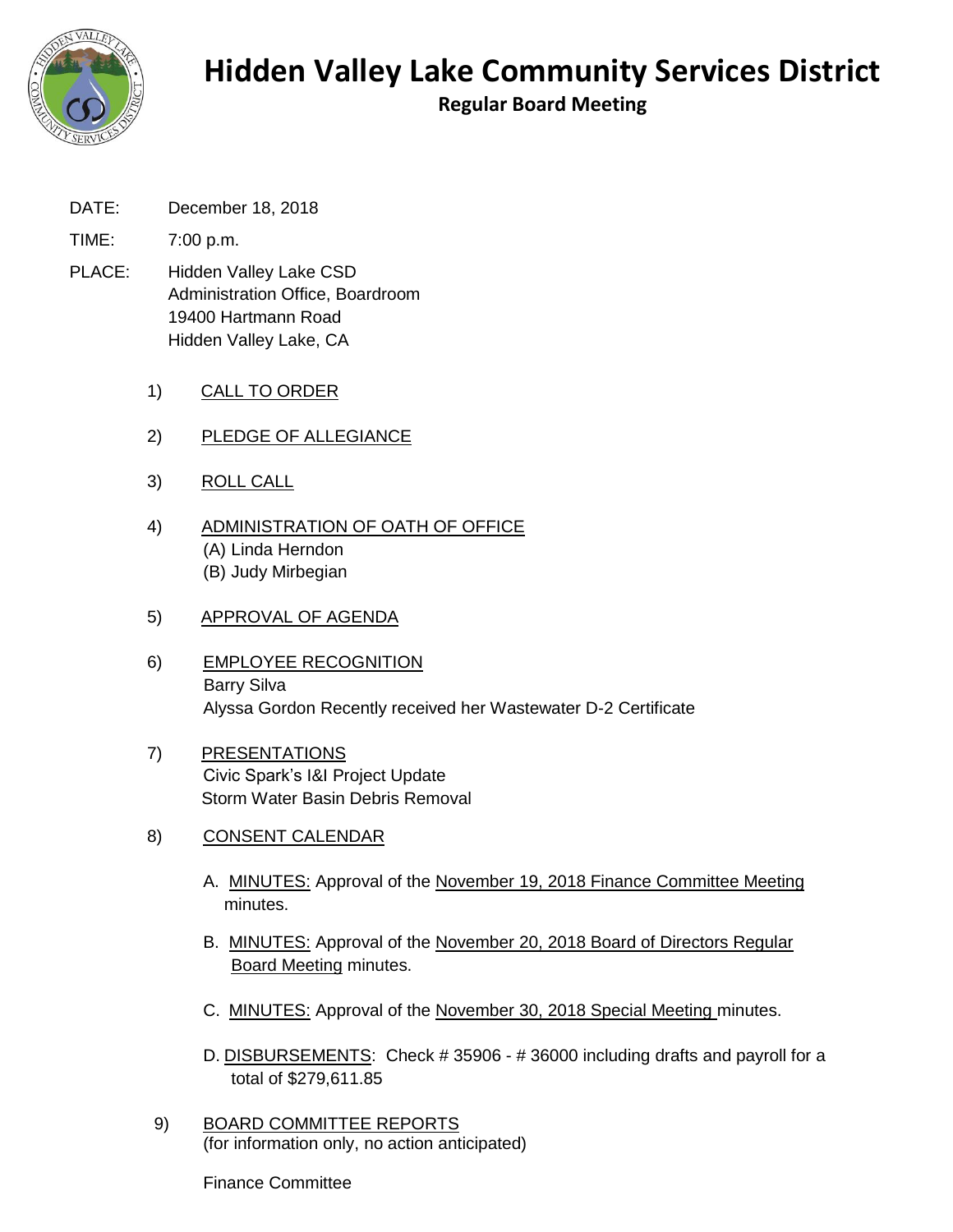# Hidden Valley Lake Community Services District

## Regular Board Meeting

DATE: December 18, 2018

TIME: 7:00 p.m.

PLACE: Hidden Valley Lake CSD
Administration Office, Boardroom
19400 Hartmann Road
Hidden Valley Lake, CA

1) CALL TO ORDER

2) PLEDGE OF ALLEGIANCE

3) ROLL CALL

4) ADMINISTRATION OF OATH OF OFFICE
   (A) Linda Herndon
   (B) Judy Mirbegian

5) APPROVAL OF AGENDA

6) EMPLOYEE RECOGNITION
   Barry Silva
   Alyssa Gordon Recently received her Wastewater D-2 Certificate

7) PRESENTATIONS
   Civic Spark's I&I Project Update
   Storm Water Basin Debris Removal

8) CONSENT CALENDAR

   A. MINUTES: Approval of the November 19, 2018 Finance Committee Meeting minutes.

   B. MINUTES: Approval of the November 20, 2018 Board of Directors Regular Board Meeting minutes.

   C. MINUTES: Approval of the November 30, 2018 Special Meeting minutes.

   D. DISBURSEMENTS: Check # 35906 - # 36000 including drafts and payroll for a total of $279,611.85

9) BOARD COMMITTEE REPORTS
   (for information only, no action anticipated)

   Finance Committee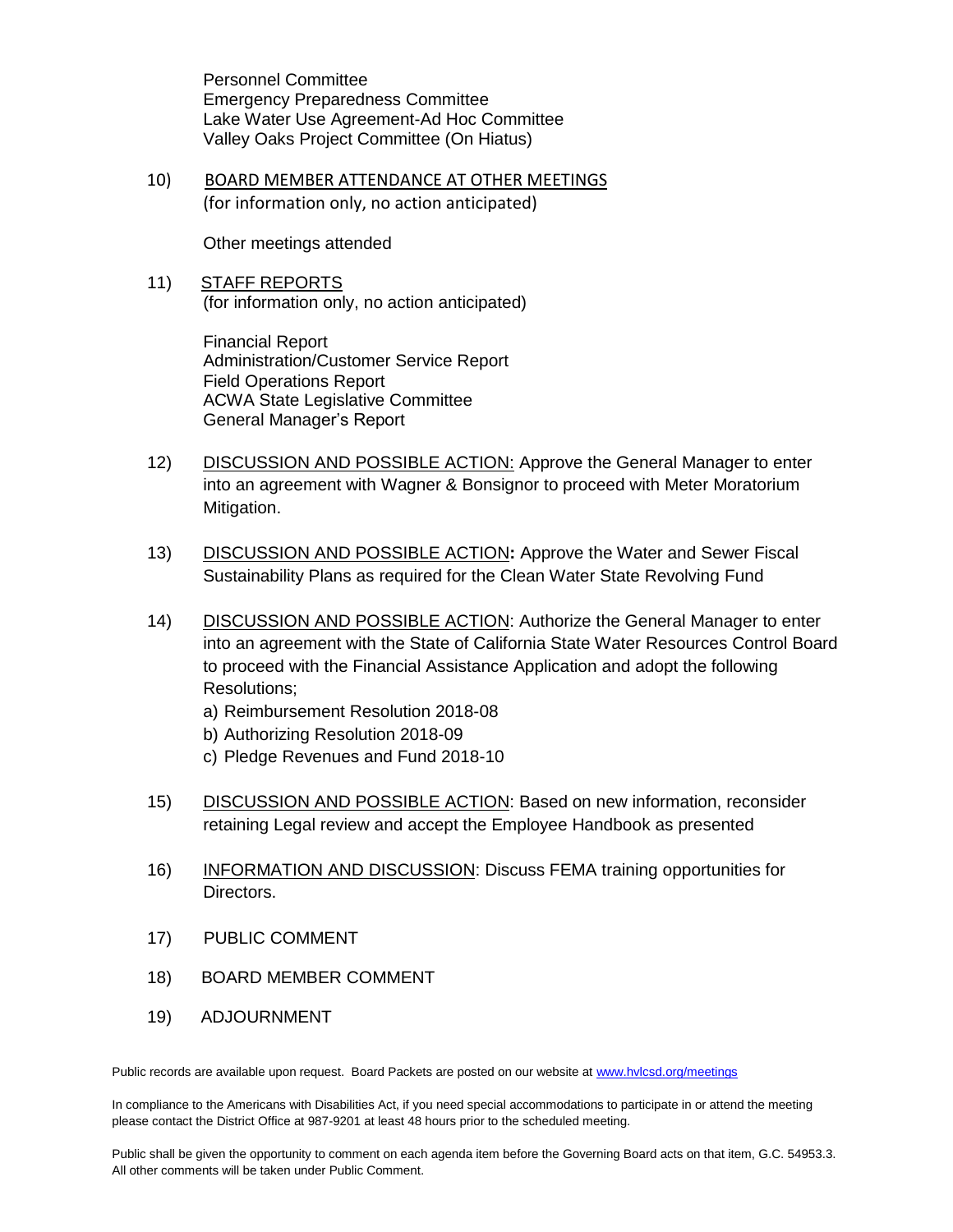Personnel Committee
Emergency Preparedness Committee
Lake Water Use Agreement-Ad Hoc Committee
Valley Oaks Project Committee (On Hiatus)

10) BOARD MEMBER ATTENDANCE AT OTHER MEETINGS
(for information only, no action anticipated)

Other meetings attended

11) STAFF REPORTS
(for information only, no action anticipated)

Financial Report
Administration/Customer Service Report
Field Operations Report
ACWA State Legislative Committee
General Manager's Report

12) DISCUSSION AND POSSIBLE ACTION: Approve the General Manager to enter into an agreement with Wagner & Bonsignor to proceed with Meter Moratorium Mitigation.

13) DISCUSSION AND POSSIBLE ACTION**:** Approve the Water and Sewer Fiscal Sustainability Plans as required for the Clean Water State Revolving Fund

14) DISCUSSION AND POSSIBLE ACTION: Authorize the General Manager to enter into an agreement with the State of California State Water Resources Control Board to proceed with the Financial Assistance Application and adopt the following Resolutions;
a) Reimbursement Resolution 2018-08
b) Authorizing Resolution 2018-09
c) Pledge Revenues and Fund 2018-10

15) DISCUSSION AND POSSIBLE ACTION: Based on new information, reconsider retaining Legal review and accept the Employee Handbook as presented

16) INFORMATION AND DISCUSSION: Discuss FEMA training opportunities for Directors.

17) PUBLIC COMMENT

18) BOARD MEMBER COMMENT

19) ADJOURNMENT

Public records are available upon request. Board Packets are posted on our website at www.hvlcsd.org/meetings

In compliance to the Americans with Disabilities Act, if you need special accommodations to participate in or attend the meeting please contact the District Office at 987-9201 at least 48 hours prior to the scheduled meeting.

Public shall be given the opportunity to comment on each agenda item before the Governing Board acts on that item, G.C. 54953.3. All other comments will be taken under Public Comment.